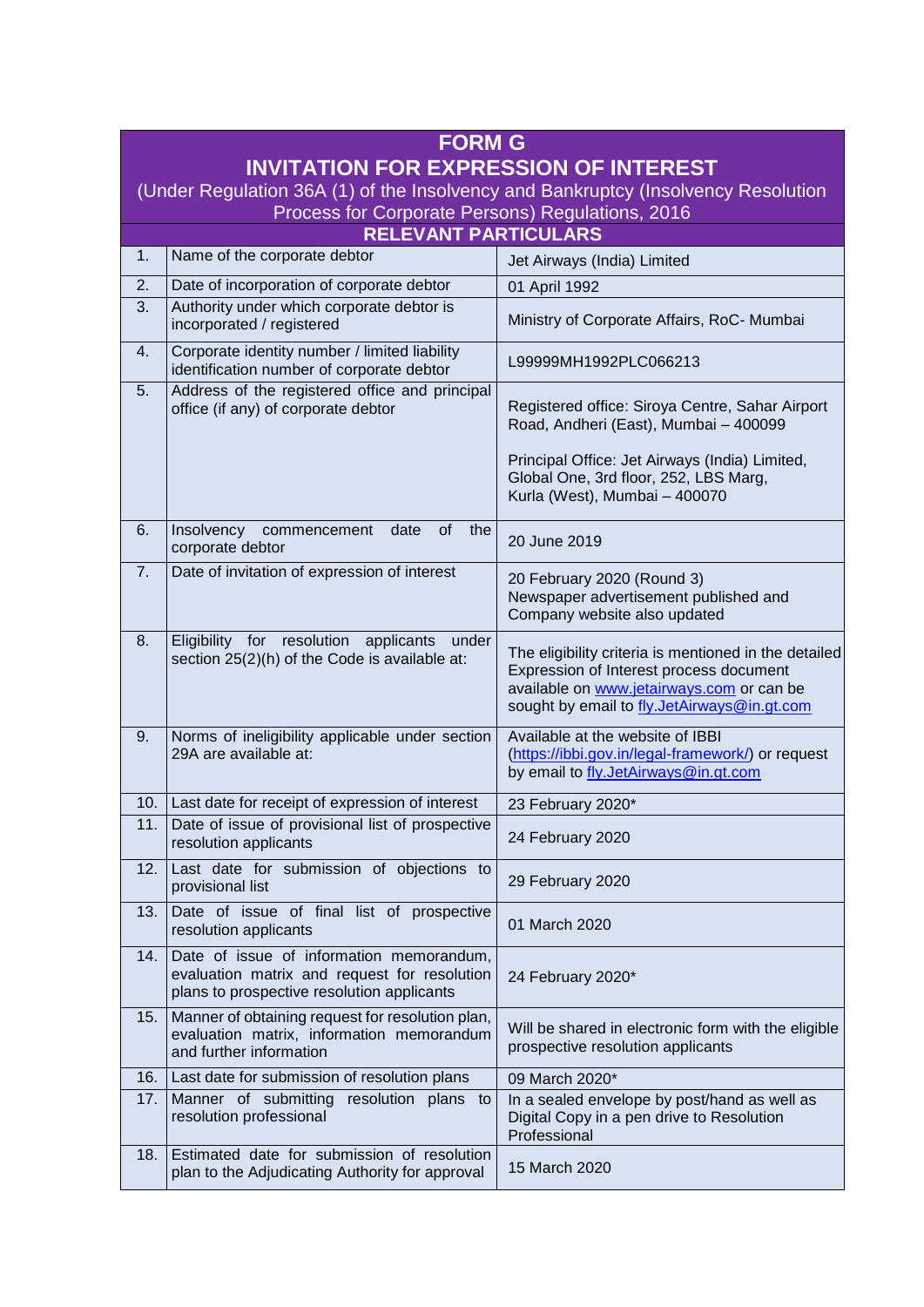# FORM G

## INVITATION FOR EXPRESSION OF INTEREST

(Under Regulation 36A (1) of the Insolvency and Bankruptcy (Insolvency Resolution Process for Corporate Persons) Regulations, 2016

### RELEVANT PARTICULARS

| | | |
|---|---|---|
| 1. | Name of the corporate debtor | Jet Airways (India) Limited |
| 2. | Date of incorporation of corporate debtor | 01 April 1992 |
| 3. | Authority under which corporate debtor is incorporated / registered | Ministry of Corporate Affairs, RoC- Mumbai |
| 4. | Corporate identity number / limited liability identification number of corporate debtor | L99999MH1992PLC066213 |
| 5. | Address of the registered office and principal office (if any) of corporate debtor | Registered office: Siroya Centre, Sahar Airport Road, Andheri (East), Mumbai – 400099<br><br>Principal Office: Jet Airways (India) Limited, Global One, 3rd floor, 252, LBS Marg, Kurla (West), Mumbai – 400070 |
| 6. | Insolvency commencement date of the corporate debtor | 20 June 2019 |
| 7. | Date of invitation of expression of interest | 20 February 2020 (Round 3)<br>Newspaper advertisement published and Company website also updated |
| 8. | Eligibility for resolution applicants under section 25(2)(h) of the Code is available at: | The eligibility criteria is mentioned in the detailed Expression of Interest process document available on www.jetairways.com or can be sought by email to fly.JetAirways@in.gt.com |
| 9. | Norms of ineligibility applicable under section 29A are available at: | Available at the website of IBBI (https://ibbi.gov.in/legal-framework/) or request by email to fly.JetAirways@in.gt.com |
| 10. | Last date for receipt of expression of interest | 23 February 2020* |
| 11. | Date of issue of provisional list of prospective resolution applicants | 24 February 2020 |
| 12. | Last date for submission of objections to provisional list | 29 February 2020 |
| 13. | Date of issue of final list of prospective resolution applicants | 01 March 2020 |
| 14. | Date of issue of information memorandum, evaluation matrix and request for resolution plans to prospective resolution applicants | 24 February 2020* |
| 15. | Manner of obtaining request for resolution plan, evaluation matrix, information memorandum and further information | Will be shared in electronic form with the eligible prospective resolution applicants |
| 16. | Last date for submission of resolution plans | 09 March 2020* |
| 17. | Manner of submitting resolution plans to resolution professional | In a sealed envelope by post/hand as well as Digital Copy in a pen drive to Resolution Professional |
| 18. | Estimated date for submission of resolution plan to the Adjudicating Authority for approval | 15 March 2020 |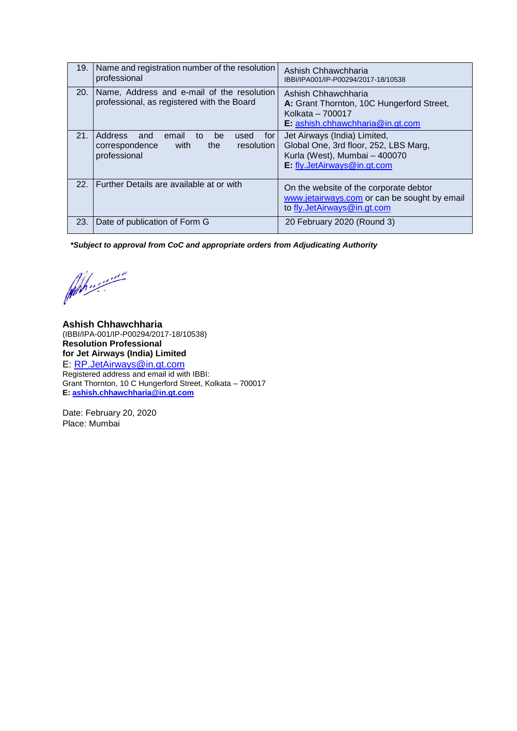| | | |
|---|---|---|
| 19. | Name and registration number of the resolution professional | Ashish Chhawchharia<br>IBBI/IPA001/IP-P00294/2017-18/10538 |
| 20. | Name, Address and e-mail of the resolution professional, as registered with the Board | Ashish Chhawchharia<br>**A:** Grant Thornton, 10C Hungerford Street, Kolkata – 700017<br>**E:** ashish.chhawchharia@in.gt.com |
| 21. | Address and email to be used for correspondence with the resolution professional | Jet Airways (India) Limited,<br>Global One, 3rd floor, 252, LBS Marg, Kurla (West), Mumbai – 400070<br>**E:** fly.JetAirways@in.gt.com |
| 22. | Further Details are available at or with | On the website of the corporate debtor www.jetairways.com or can be sought by email to fly.JetAirways@in.gt.com |
| 23. | Date of publication of Form G | 20 February 2020 (Round 3) |

***Subject to approval from CoC and appropriate orders from Adjudicating Authority***

**Ashish Chhawchharia**
(IBBI/IPA-001/IP-P00294/2017-18/10538)
**Resolution Professional**
**for Jet Airways (India) Limited**
E: RP.JetAirways@in.gt.com
Registered address and email id with IBBI:
Grant Thornton, 10 C Hungerford Street, Kolkata – 700017
**E: ashish.chhawchharia@in.gt.com**

Date: February 20, 2020
Place: Mumbai